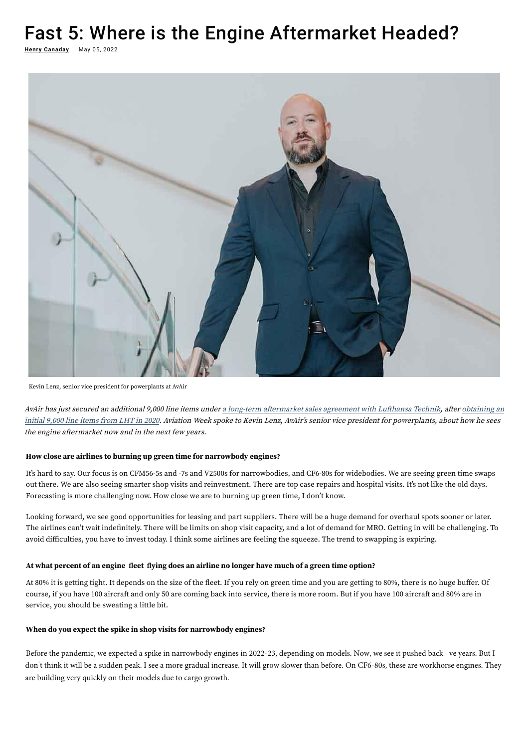# Fast 5: Where is the Engine Aftermarket Headed?

**Henry Canaday** May 05, 2022

Kevin Lenz, senior vice president for powerplants at AvAir

*AvAir has just secured an additional 9,000 line items under a long-term aftermarket sales agreement with Lufthansa Technik, after obtaining an initial 9,000 line items from LHT in 2020. Aviation Week spoke to Kevin Lenz, AvAir's senior vice president for powerplants, about how he sees the engine aftermarket now and in the next few years.*

**How close are airlines to burning up green time for narrowbody engines?**

It's hard to say. Our focus is on CFM56-5s and -7s and V2500s for narrowbodies, and CF6-80s for widebodies. We are seeing green time swaps out there. We are also seeing smarter shop visits and reinvestment. There are top case repairs and hospital visits. It's not like the old days. Forecasting is more challenging now. How close we are to burning up green time, I don't know.

Looking forward, we see good opportunities for leasing and part suppliers. There will be a huge demand for overhaul spots sooner or later. The airlines can't wait indefinitely. There will be limits on shop visit capacity, and a lot of demand for MRO. Getting in will be challenging. To avoid difficulties, you have to invest today. I think some airlines are feeling the squeeze. The trend to swapping is expiring.

**At what percent of an engine fleet flying does an airline no longer have much of a green time option?**

At 80% it is getting tight. It depends on the size of the fleet. If you rely on green time and you are getting to 80%, there is no huge buffer. Of course, if you have 100 aircraft and only 50 are coming back into service, there is more room. But if you have 100 aircraft and 80% are in service, you should be sweating a little bit.

**When do you expect the spike in shop visits for narrowbody engines?**

Before the pandemic, we expected a spike in narrowbody engines in 2022-23, depending on models. Now, we see it pushed back ve years. But I don't think it will be a sudden peak. I see a more gradual increase. It will grow slower than before. On CF6-80s, these are workhorse engines. They are building very quickly on their models due to cargo growth.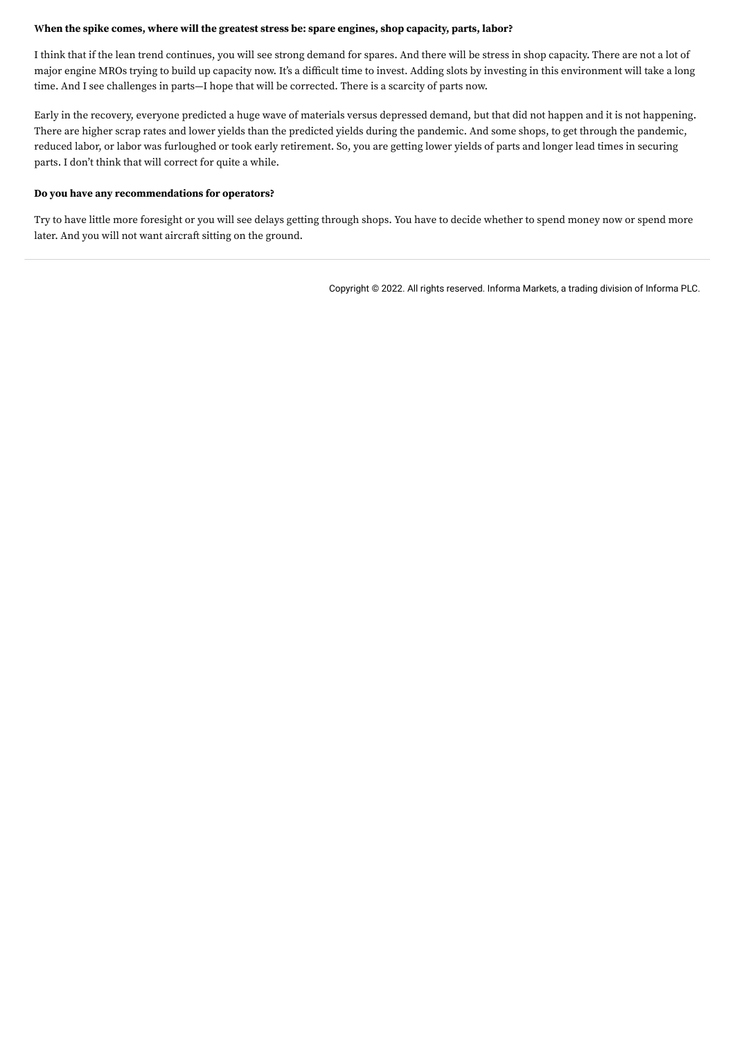**When the spike comes, where will the greatest stress be: spare engines, shop capacity, parts, labor?**

I think that if the lean trend continues, you will see strong demand for spares. And there will be stress in shop capacity. There are not a lot of major engine MROs trying to build up capacity now. It's a difficult time to invest. Adding slots by investing in this environment will take a long time. And I see challenges in parts—I hope that will be corrected. There is a scarcity of parts now.

Early in the recovery, everyone predicted a huge wave of materials versus depressed demand, but that did not happen and it is not happening. There are higher scrap rates and lower yields than the predicted yields during the pandemic. And some shops, to get through the pandemic, reduced labor, or labor was furloughed or took early retirement. So, you are getting lower yields of parts and longer lead times in securing parts. I don't think that will correct for quite a while.

**Do you have any recommendations for operators?**

Try to have little more foresight or you will see delays getting through shops. You have to decide whether to spend money now or spend more later. And you will not want aircraft sitting on the ground.

Copyright © 2022. All rights reserved. Informa Markets, a trading division of Informa PLC.